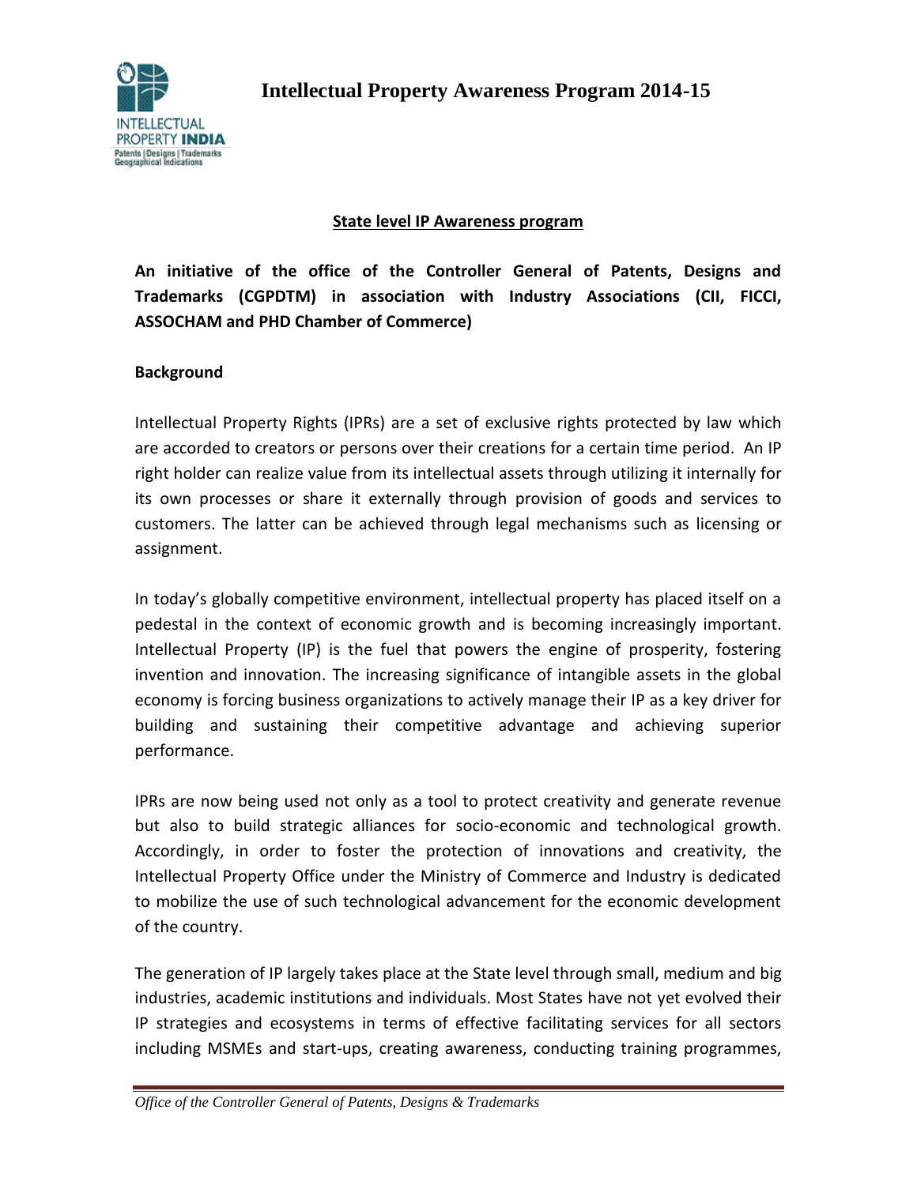# Intellectual Property Awareness Program 2014-15

## State level IP Awareness program

**An initiative of the office of the Controller General of Patents, Designs and Trademarks (CGPDTM) in association with Industry Associations (CII, FICCI, ASSOCHAM and PHD Chamber of Commerce)**

**Background**

Intellectual Property Rights (IPRs) are a set of exclusive rights protected by law which are accorded to creators or persons over their creations for a certain time period. An IP right holder can realize value from its intellectual assets through utilizing it internally for its own processes or share it externally through provision of goods and services to customers. The latter can be achieved through legal mechanisms such as licensing or assignment.

In today's globally competitive environment, intellectual property has placed itself on a pedestal in the context of economic growth and is becoming increasingly important. Intellectual Property (IP) is the fuel that powers the engine of prosperity, fostering invention and innovation. The increasing significance of intangible assets in the global economy is forcing business organizations to actively manage their IP as a key driver for building and sustaining their competitive advantage and achieving superior performance.

IPRs are now being used not only as a tool to protect creativity and generate revenue but also to build strategic alliances for socio-economic and technological growth. Accordingly, in order to foster the protection of innovations and creativity, the Intellectual Property Office under the Ministry of Commerce and Industry is dedicated to mobilize the use of such technological advancement for the economic development of the country.

The generation of IP largely takes place at the State level through small, medium and big industries, academic institutions and individuals. Most States have not yet evolved their IP strategies and ecosystems in terms of effective facilitating services for all sectors including MSMEs and start-ups, creating awareness, conducting training programmes,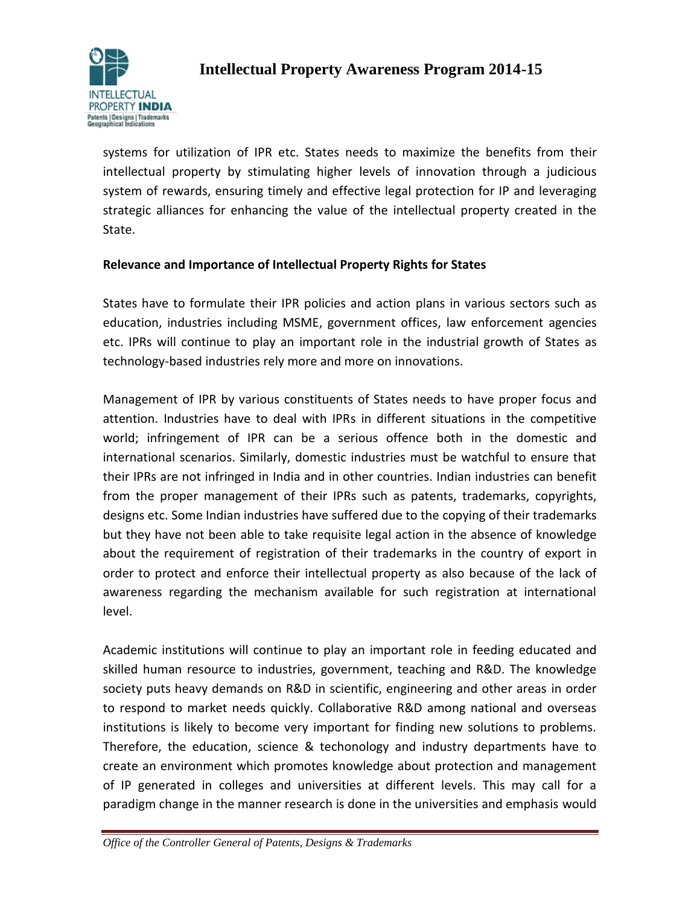systems for utilization of IPR etc. States needs to maximize the benefits from their intellectual property by stimulating higher levels of innovation through a judicious system of rewards, ensuring timely and effective legal protection for IP and leveraging strategic alliances for enhancing the value of the intellectual property created in the State.

**Relevance and Importance of Intellectual Property Rights for States**

States have to formulate their IPR policies and action plans in various sectors such as education, industries including MSME, government offices, law enforcement agencies etc. IPRs will continue to play an important role in the industrial growth of States as technology-based industries rely more and more on innovations.

Management of IPR by various constituents of States needs to have proper focus and attention. Industries have to deal with IPRs in different situations in the competitive world; infringement of IPR can be a serious offence both in the domestic and international scenarios. Similarly, domestic industries must be watchful to ensure that their IPRs are not infringed in India and in other countries. Indian industries can benefit from the proper management of their IPRs such as patents, trademarks, copyrights, designs etc. Some Indian industries have suffered due to the copying of their trademarks but they have not been able to take requisite legal action in the absence of knowledge about the requirement of registration of their trademarks in the country of export in order to protect and enforce their intellectual property as also because of the lack of awareness regarding the mechanism available for such registration at international level.

Academic institutions will continue to play an important role in feeding educated and skilled human resource to industries, government, teaching and R&D. The knowledge society puts heavy demands on R&D in scientific, engineering and other areas in order to respond to market needs quickly. Collaborative R&D among national and overseas institutions is likely to become very important for finding new solutions to problems. Therefore, the education, science & techonology and industry departments have to create an environment which promotes knowledge about protection and management of IP generated in colleges and universities at different levels. This may call for a paradigm change in the manner research is done in the universities and emphasis would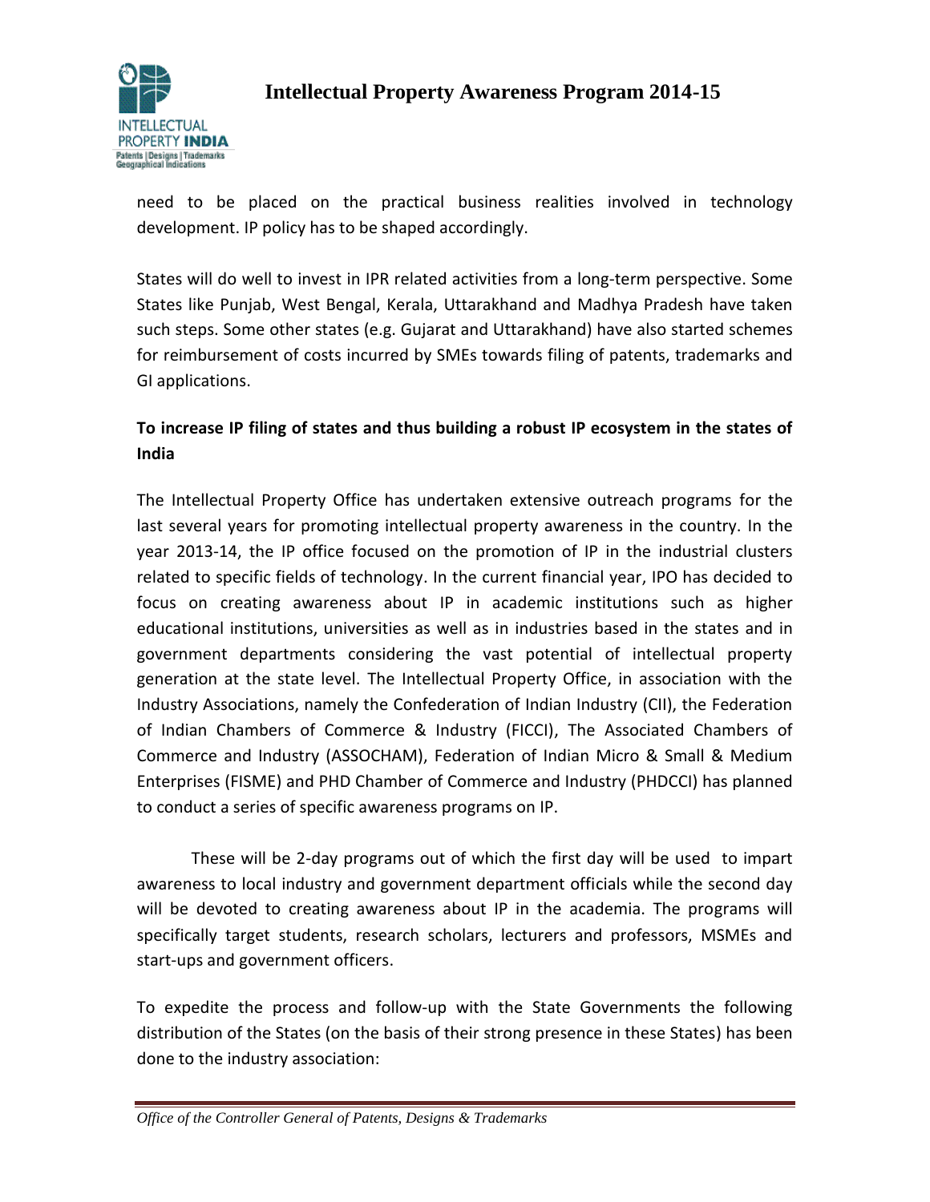need to be placed on the practical business realities involved in technology development. IP policy has to be shaped accordingly.

States will do well to invest in IPR related activities from a long-term perspective. Some States like Punjab, West Bengal, Kerala, Uttarakhand and Madhya Pradesh have taken such steps. Some other states (e.g. Gujarat and Uttarakhand) have also started schemes for reimbursement of costs incurred by SMEs towards filing of patents, trademarks and GI applications.

**To increase IP filing of states and thus building a robust IP ecosystem in the states of India**

The Intellectual Property Office has undertaken extensive outreach programs for the last several years for promoting intellectual property awareness in the country. In the year 2013-14, the IP office focused on the promotion of IP in the industrial clusters related to specific fields of technology. In the current financial year, IPO has decided to focus on creating awareness about IP in academic institutions such as higher educational institutions, universities as well as in industries based in the states and in government departments considering the vast potential of intellectual property generation at the state level. The Intellectual Property Office, in association with the Industry Associations, namely the Confederation of Indian Industry (CII), the Federation of Indian Chambers of Commerce & Industry (FICCI), The Associated Chambers of Commerce and Industry (ASSOCHAM), Federation of Indian Micro & Small & Medium Enterprises (FISME) and PHD Chamber of Commerce and Industry (PHDCCI) has planned to conduct a series of specific awareness programs on IP.

These will be 2-day programs out of which the first day will be used to impart awareness to local industry and government department officials while the second day will be devoted to creating awareness about IP in the academia. The programs will specifically target students, research scholars, lecturers and professors, MSMEs and start-ups and government officers.

To expedite the process and follow-up with the State Governments the following distribution of the States (on the basis of their strong presence in these States) has been done to the industry association: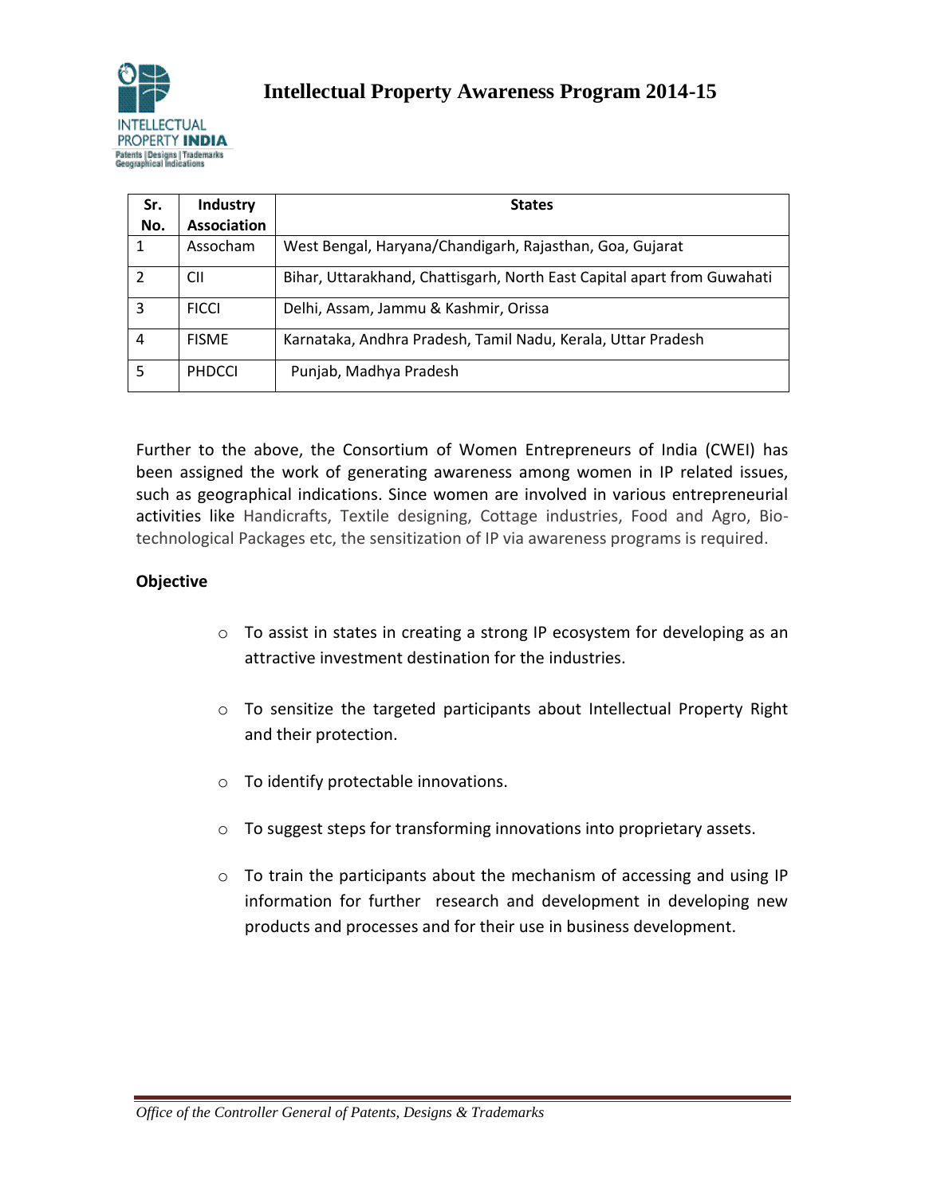# Intellectual Property Awareness Program 2014-15

| Sr. No. | Industry Association | States |
|---|---|---|
| 1 | Assocham | West Bengal, Haryana/Chandigarh, Rajasthan, Goa, Gujarat |
| 2 | CII | Bihar, Uttarakhand, Chattisgarh, North East Capital apart from Guwahati |
| 3 | FICCI | Delhi, Assam, Jammu & Kashmir, Orissa |
| 4 | FISME | Karnataka, Andhra Pradesh, Tamil Nadu, Kerala, Uttar Pradesh |
| 5 | PHDCCI | Punjab, Madhya Pradesh |

Further to the above, the Consortium of Women Entrepreneurs of India (CWEI) has been assigned the work of generating awareness among women in IP related issues, such as geographical indications. Since women are involved in various entrepreneurial activities like Handicrafts, Textile designing, Cottage industries, Food and Agro, Bio-technological Packages etc, the sensitization of IP via awareness programs is required.

**Objective**

- To assist in states in creating a strong IP ecosystem for developing as an attractive investment destination for the industries.
- To sensitize the targeted participants about Intellectual Property Right and their protection.
- To identify protectable innovations.
- To suggest steps for transforming innovations into proprietary assets.
- To train the participants about the mechanism of accessing and using IP information for further research and development in developing new products and processes and for their use in business development.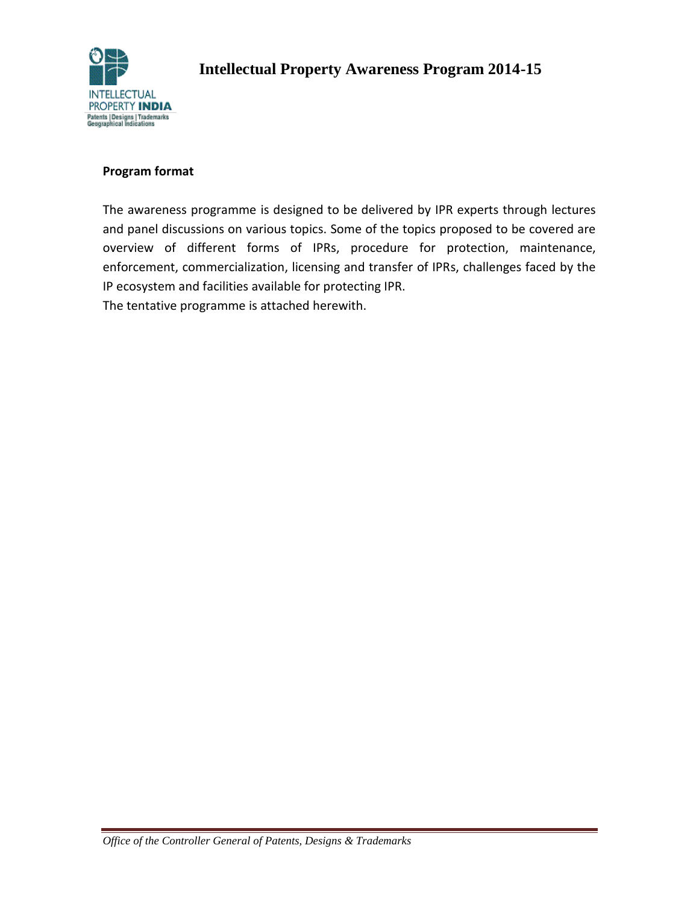## Program format

The awareness programme is designed to be delivered by IPR experts through lectures and panel discussions on various topics. Some of the topics proposed to be covered are overview of different forms of IPRs, procedure for protection, maintenance, enforcement, commercialization, licensing and transfer of IPRs, challenges faced by the IP ecosystem and facilities available for protecting IPR.

The tentative programme is attached herewith.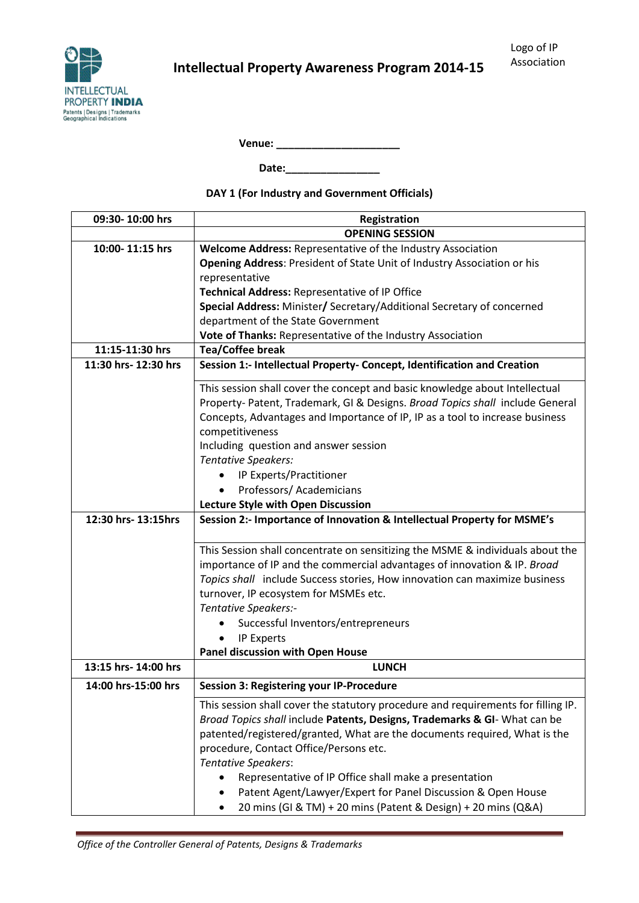# Intellectual Property Awareness Program 2014-15

Logo of IP Association

**Venue: _____________________**

**Date:________________**

**DAY 1 (For Industry and Government Officials)**

| 09:30- 10:00 hrs | Registration |
|---|---|
| | **OPENING SESSION** |
| **10:00- 11:15 hrs** | **Welcome Address:** Representative of the Industry Association<br>**Opening Address**: President of State Unit of Industry Association or his representative<br>**Technical Address:** Representative of IP Office<br>**Special Address:** Minister**/** Secretary/Additional Secretary of concerned department of the State Government<br>**Vote of Thanks:** Representative of the Industry Association |
| **11:15-11:30 hrs** | **Tea/Coffee break** |
| **11:30 hrs- 12:30 hrs** | **Session 1:- Intellectual Property- Concept, Identification and Creation**<br><br>This session shall cover the concept and basic knowledge about Intellectual Property- Patent, Trademark, GI & Designs. *Broad Topics shall* include General Concepts, Advantages and Importance of IP, IP as a tool to increase business competitiveness<br>Including question and answer session<br>*Tentative Speakers:*<br>• IP Experts/Practitioner<br>• Professors/ Academicians<br>**Lecture Style with Open Discussion** |
| **12:30 hrs- 13:15hrs** | **Session 2:- Importance of Innovation & Intellectual Property for MSME's**<br><br>This Session shall concentrate on sensitizing the MSME & individuals about the importance of IP and the commercial advantages of innovation & IP. *Broad Topics shall* include Success stories, How innovation can maximize business turnover, IP ecosystem for MSMEs etc.<br>*Tentative Speakers:-*<br>• Successful Inventors/entrepreneurs<br>• IP Experts<br>**Panel discussion with Open House** |
| **13:15 hrs- 14:00 hrs** | **LUNCH** |
| **14:00 hrs-15:00 hrs** | **Session 3: Registering your IP-Procedure**<br><br>This session shall cover the statutory procedure and requirements for filling IP. *Broad Topics shall* include **Patents, Designs, Trademarks & GI**- What can be patented/registered/granted, What are the documents required, What is the procedure, Contact Office/Persons etc.<br>*Tentative Speakers*:<br>• Representative of IP Office shall make a presentation<br>• Patent Agent/Lawyer/Expert for Panel Discussion & Open House<br>• 20 mins (GI & TM) + 20 mins (Patent & Design) + 20 mins (Q&A) |

*Office of the Controller General of Patents, Designs & Trademarks*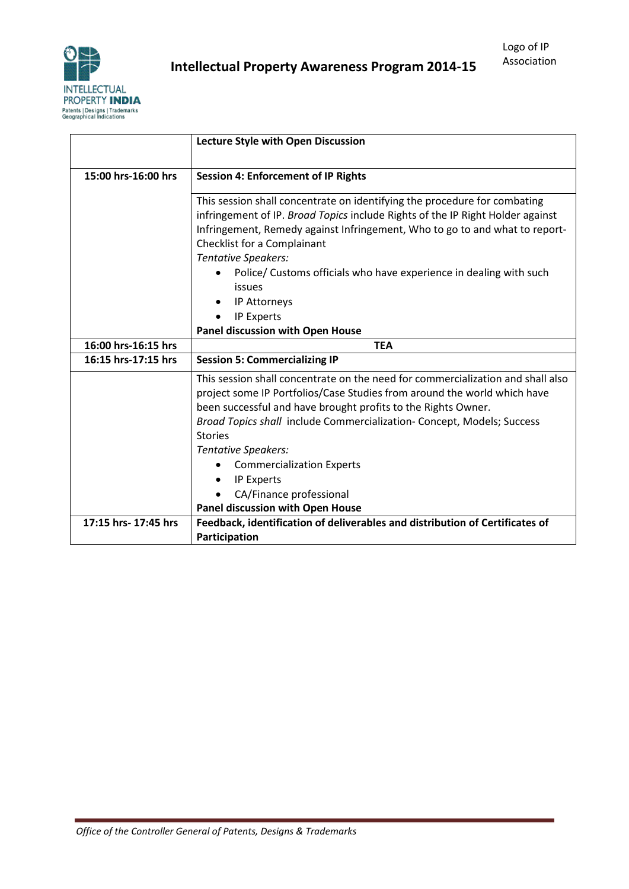| | **Lecture Style with Open Discussion** |
|---|---|
| **15:00 hrs-16:00 hrs** | **Session 4: Enforcement of IP Rights** |
| | This session shall concentrate on identifying the procedure for combating infringement of IP. *Broad Topics* include Rights of the IP Right Holder against Infringement, Remedy against Infringement, Who to go to and what to report-Checklist for a Complainant<br>*Tentative Speakers:*<br>• Police/ Customs officials who have experience in dealing with such issues<br>• IP Attorneys<br>• IP Experts<br>**Panel discussion with Open House** |
| **16:00 hrs-16:15 hrs** | **TEA** |
| **16:15 hrs-17:15 hrs** | **Session 5: Commercializing IP** |
| | This session shall concentrate on the need for commercialization and shall also project some IP Portfolios/Case Studies from around the world which have been successful and have brought profits to the Rights Owner.<br>*Broad Topics shall* include Commercialization- Concept, Models; Success Stories<br>*Tentative Speakers:*<br>• Commercialization Experts<br>• IP Experts<br>• CA/Finance professional<br>**Panel discussion with Open House** |
| **17:15 hrs- 17:45 hrs** | **Feedback, identification of deliverables and distribution of Certificates of Participation** |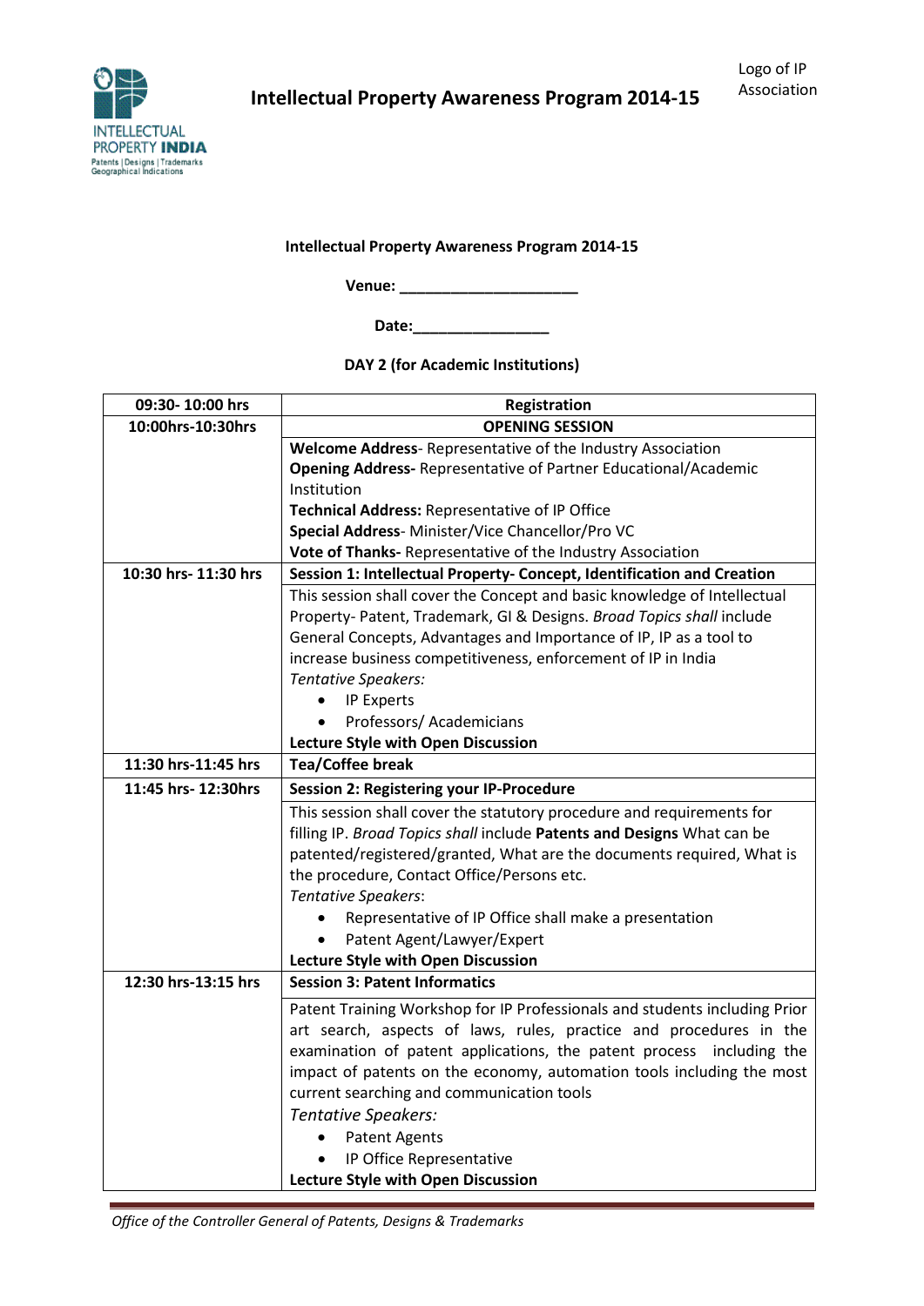# Intellectual Property Awareness Program 2014-15

Logo of IP Association

**Intellectual Property Awareness Program 2014-15**

**Venue: ____________________**

**Date:_______________**

**DAY 2 (for Academic Institutions)**

| | |
|---|---|
| **09:30- 10:00 hrs** | **Registration** |
| **10:00hrs-10:30hrs** | **OPENING SESSION** |
| | **Welcome Address**- Representative of the Industry Association<br>**Opening Address-** Representative of Partner Educational/Academic Institution<br>**Technical Address:** Representative of IP Office<br>**Special Address**- Minister/Vice Chancellor/Pro VC<br>**Vote of Thanks-** Representative of the Industry Association |
| **10:30 hrs- 11:30 hrs** | **Session 1: Intellectual Property- Concept, Identification and Creation** |
| | This session shall cover the Concept and basic knowledge of Intellectual Property- Patent, Trademark, GI & Designs. *Broad Topics shall* include General Concepts, Advantages and Importance of IP, IP as a tool to increase business competitiveness, enforcement of IP in India<br>*Tentative Speakers:*<br>• IP Experts<br>• Professors/ Academicians<br>**Lecture Style with Open Discussion** |
| **11:30 hrs-11:45 hrs** | **Tea/Coffee break** |
| **11:45 hrs- 12:30hrs** | **Session 2: Registering your IP-Procedure** |
| | This session shall cover the statutory procedure and requirements for filling IP. *Broad Topics shall* include **Patents and Designs** What can be patented/registered/granted, What are the documents required, What is the procedure, Contact Office/Persons etc.<br>*Tentative Speakers*:<br>• Representative of IP Office shall make a presentation<br>• Patent Agent/Lawyer/Expert<br>**Lecture Style with Open Discussion** |
| **12:30 hrs-13:15 hrs** | **Session 3: Patent Informatics** |
| | Patent Training Workshop for IP Professionals and students including Prior art search, aspects of laws, rules, practice and procedures in the examination of patent applications, the patent process including the impact of patents on the economy, automation tools including the most current searching and communication tools<br>*Tentative Speakers:*<br>• Patent Agents<br>• IP Office Representative<br>**Lecture Style with Open Discussion** |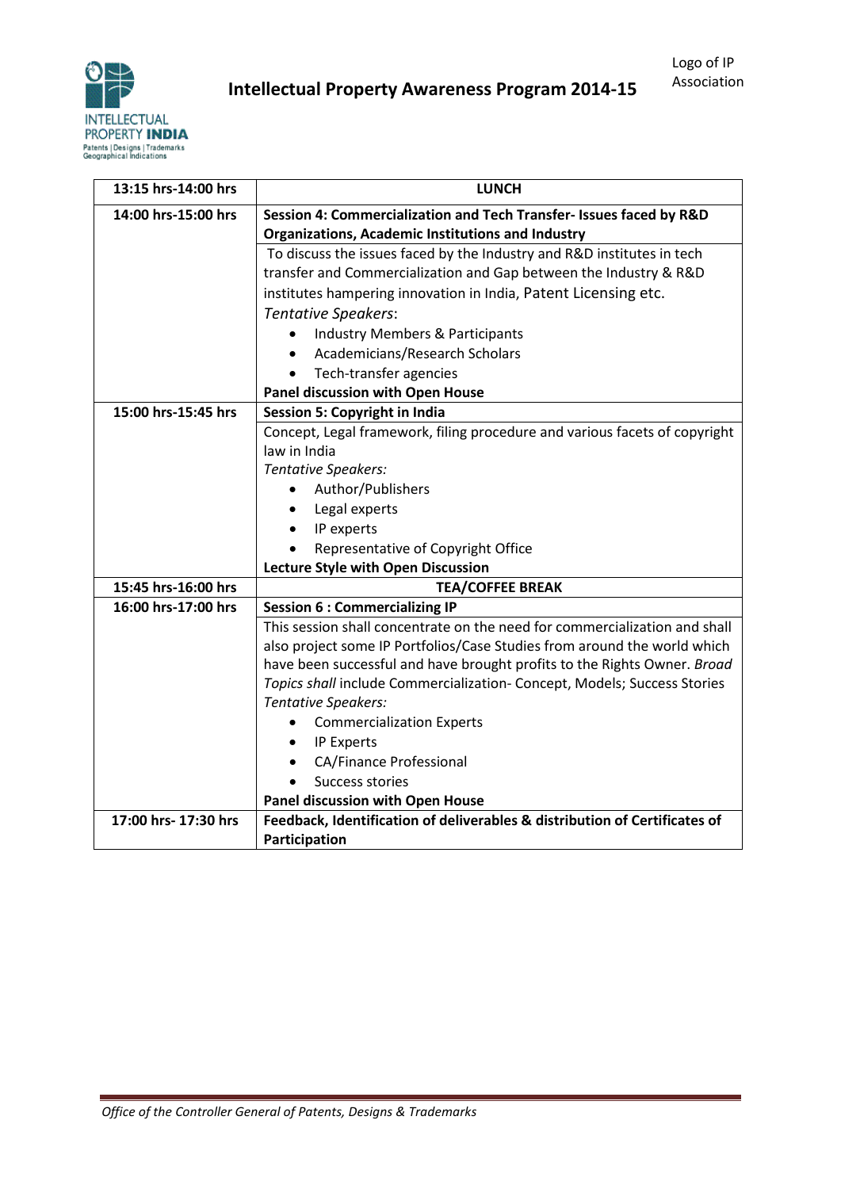| | |
|---|---|
| **13:15 hrs-14:00 hrs** | **LUNCH** |
| **14:00 hrs-15:00 hrs** | **Session 4: Commercialization and Tech Transfer- Issues faced by R&D Organizations, Academic Institutions and Industry**<br>To discuss the issues faced by the Industry and R&D institutes in tech transfer and Commercialization and Gap between the Industry & R&D institutes hampering innovation in India, Patent Licensing etc.<br>*Tentative Speakers*:<br>• Industry Members & Participants<br>• Academicians/Research Scholars<br>• Tech-transfer agencies<br>**Panel discussion with Open House** |
| **15:00 hrs-15:45 hrs** | **Session 5: Copyright in India**<br>Concept, Legal framework, filing procedure and various facets of copyright law in India<br>*Tentative Speakers:*<br>• Author/Publishers<br>• Legal experts<br>• IP experts<br>• Representative of Copyright Office<br>**Lecture Style with Open Discussion** |
| **15:45 hrs-16:00 hrs** | **TEA/COFFEE BREAK** |
| **16:00 hrs-17:00 hrs** | **Session 6 : Commercializing IP**<br>This session shall concentrate on the need for commercialization and shall also project some IP Portfolios/Case Studies from around the world which have been successful and have brought profits to the Rights Owner. *Broad Topics shall* include Commercialization- Concept, Models; Success Stories<br>*Tentative Speakers:*<br>• Commercialization Experts<br>• IP Experts<br>• CA/Finance Professional<br>• Success stories<br>**Panel discussion with Open House** |
| **17:00 hrs- 17:30 hrs** | **Feedback, Identification of deliverables & distribution of Certificates of Participation** |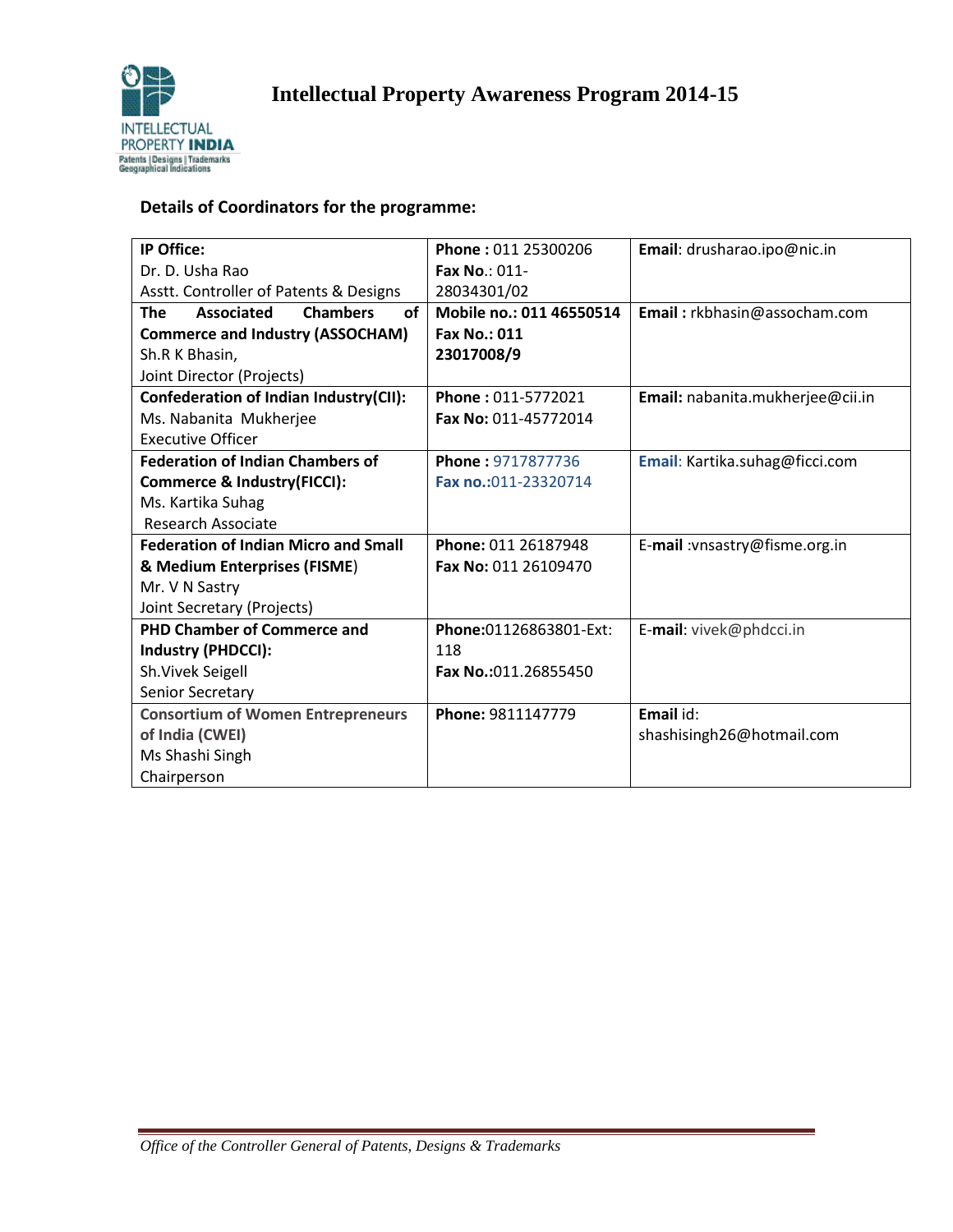# Intellectual Property Awareness Program 2014-15

**Details of Coordinators for the programme:**

| | | |
|---|---|---|
| **IP Office:** Dr. D. Usha Rao Asstt. Controller of Patents & Designs | **Phone :** 011 25300206 **Fax No**.: 011-28034301/02 | **Email**: drusharao.ipo@nic.in |
| **The Associated Chambers of Commerce and Industry (ASSOCHAM)** Sh.R K Bhasin, Joint Director (Projects) | **Mobile no.: 011 46550514 Fax No.: 011 23017008/9** | **Email :** rkbhasin@assocham.com |
| **Confederation of Indian Industry(CII):** Ms. Nabanita Mukherjee Executive Officer | **Phone :** 011-5772021 **Fax No:** 011-45772014 | **Email:** nabanita.mukherjee@cii.in |
| **Federation of Indian Chambers of Commerce & Industry(FICCI):** Ms. Kartika Suhag Research Associate | **Phone :** 9717877736 **Fax no.:**011-23320714 | **Email**: Kartika.suhag@ficci.com |
| **Federation of Indian Micro and Small & Medium Enterprises (FISME)** Mr. V N Sastry Joint Secretary (Projects) | **Phone:** 011 26187948 **Fax No:** 011 26109470 | E-**mail** :vnsastry@fisme.org.in |
| **PHD Chamber of Commerce and Industry (PHDCCI):** Sh.Vivek Seigell Senior Secretary | **Phone:**01126863801-Ext: 118 **Fax No.:**011.26855450 | E-**mail**: vivek@phdcci.in |
| **Consortium of Women Entrepreneurs of India (CWEI)** Ms Shashi Singh Chairperson | **Phone:** 9811147779 | **Email** id: shashisingh26@hotmail.com |